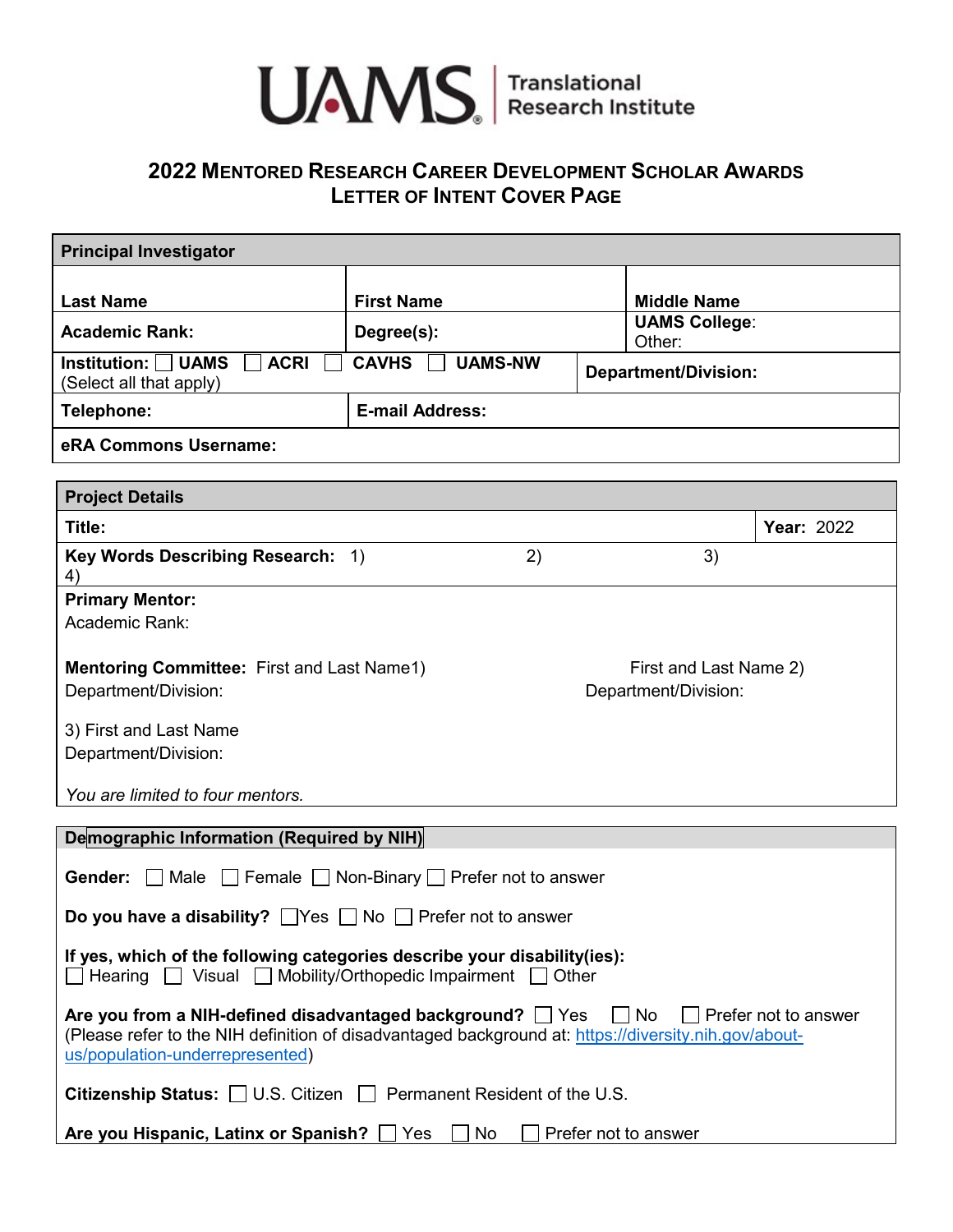UAMS | Translational Research Institute

## 2022 Mentored Research Career Development Scholar Awards
## Letter of Intent Cover Page

| **Principal Investigator** | | |
|---|---|---|
| **Last Name** | **First Name** | **Middle Name** |
| **Academic Rank:** | **Degree(s):** | **UAMS College**: Other: |
| **Institution:** ☐ **UAMS** ☐ **ACRI** ☐ **CAVHS** ☐ **UAMS-NW** (Select all that apply) | | **Department/Division:** |
| **Telephone:** | **E-mail Address:** | |
| **eRA Commons Username:** | | |

| **Project Details** | |
|---|---|
| **Title:** | **Year:** 2022 |

**Key Words Describing Research:** 1) 2) 3) 4)

**Primary Mentor:**
Academic Rank:

**Mentoring Committee:** First and Last Name1)
Department/Division:

First and Last Name 2)
Department/Division:

3) First and Last Name
Department/Division:

*You are limited to four mentors.*

**Demographic Information (Required by NIH)**

**Gender:** ☐ Male ☐ Female ☐ Non-Binary ☐ Prefer not to answer

**Do you have a disability?** ☐ Yes ☐ No ☐ Prefer not to answer

**If yes, which of the following categories describe your disability(ies):**
☐ Hearing ☐ Visual ☐ Mobility/Orthopedic Impairment ☐ Other

**Are you from a NIH-defined disadvantaged background?** ☐ Yes ☐ No ☐ Prefer not to answer
(Please refer to the NIH definition of disadvantaged background at: [https://diversity.nih.gov/about-us/population-underrepresented](https://diversity.nih.gov/about-us/population-underrepresented))

**Citizenship Status:** ☐ U.S. Citizen ☐ Permanent Resident of the U.S.

**Are you Hispanic, Latinx or Spanish?** ☐ Yes ☐ No ☐ Prefer not to answer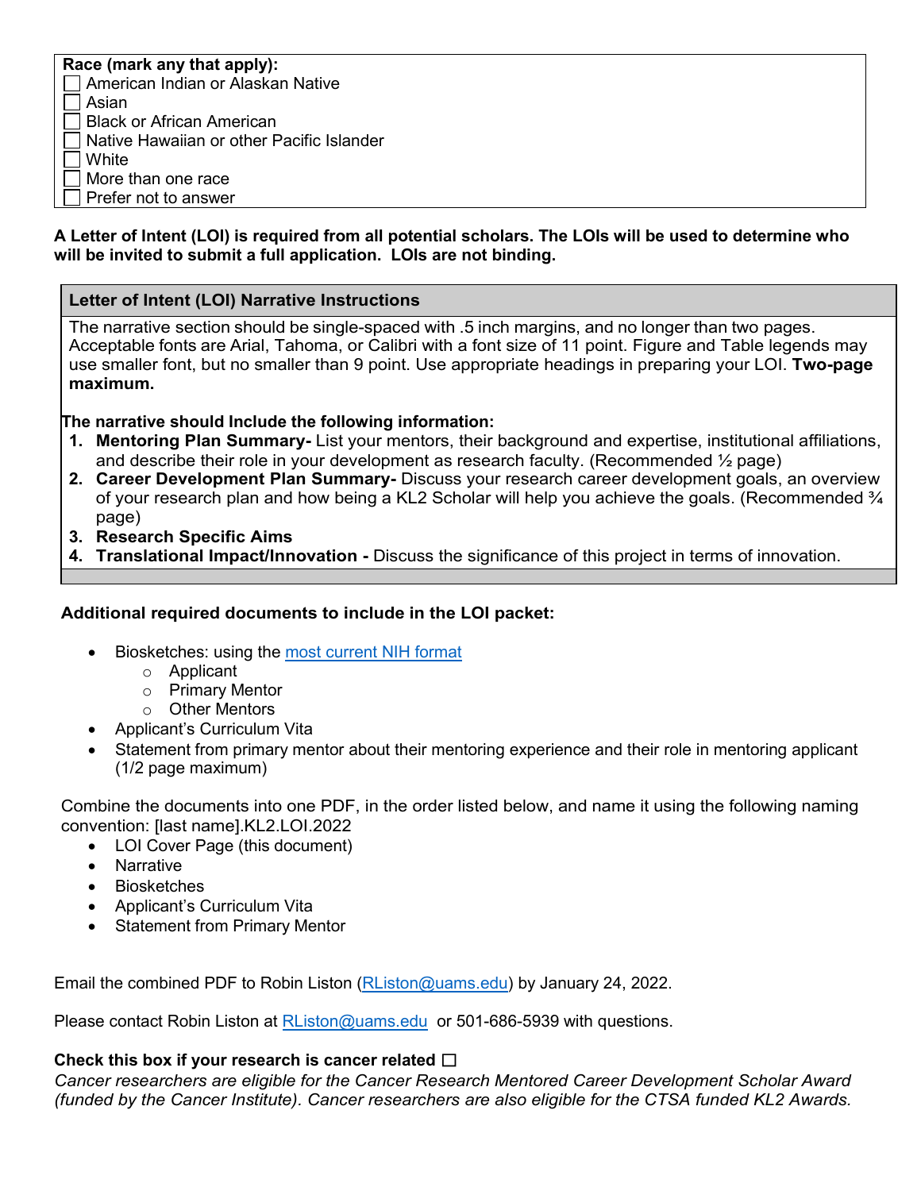**Race (mark any that apply):**

- ☐ American Indian or Alaskan Native
- ☐ Asian
- ☐ Black or African American
- ☐ Native Hawaiian or other Pacific Islander
- ☐ White
- ☐ More than one race
- ☐ Prefer not to answer

**A Letter of Intent (LOI) is required from all potential scholars. The LOIs will be used to determine who will be invited to submit a full application. LOIs are not binding.**

### Letter of Intent (LOI) Narrative Instructions

The narrative section should be single-spaced with .5 inch margins, and no longer than two pages. Acceptable fonts are Arial, Tahoma, or Calibri with a font size of 11 point. Figure and Table legends may use smaller font, but no smaller than 9 point. Use appropriate headings in preparing your LOI. **Two-page maximum.**

**The narrative should Include the following information:**

1. **Mentoring Plan Summary-** List your mentors, their background and expertise, institutional affiliations, and describe their role in your development as research faculty. (Recommended ½ page)
2. **Career Development Plan Summary-** Discuss your research career development goals, an overview of your research plan and how being a KL2 Scholar will help you achieve the goals. (Recommended ¾ page)
3. **Research Specific Aims**
4. **Translational Impact/Innovation -** Discuss the significance of this project in terms of innovation.

**Additional required documents to include in the LOI packet:**

- Biosketches: using the most current NIH format
  - Applicant
  - Primary Mentor
  - Other Mentors
- Applicant's Curriculum Vita
- Statement from primary mentor about their mentoring experience and their role in mentoring applicant (1/2 page maximum)

Combine the documents into one PDF, in the order listed below, and name it using the following naming convention: [last name].KL2.LOI.2022

- LOI Cover Page (this document)
- Narrative
- Biosketches
- Applicant's Curriculum Vita
- Statement from Primary Mentor

Email the combined PDF to Robin Liston (RListon@uams.edu) by January 24, 2022.

Please contact Robin Liston at RListon@uams.edu or 501-686-5939 with questions.

**Check this box if your research is cancer related ☐**

*Cancer researchers are eligible for the Cancer Research Mentored Career Development Scholar Award (funded by the Cancer Institute). Cancer researchers are also eligible for the CTSA funded KL2 Awards.*